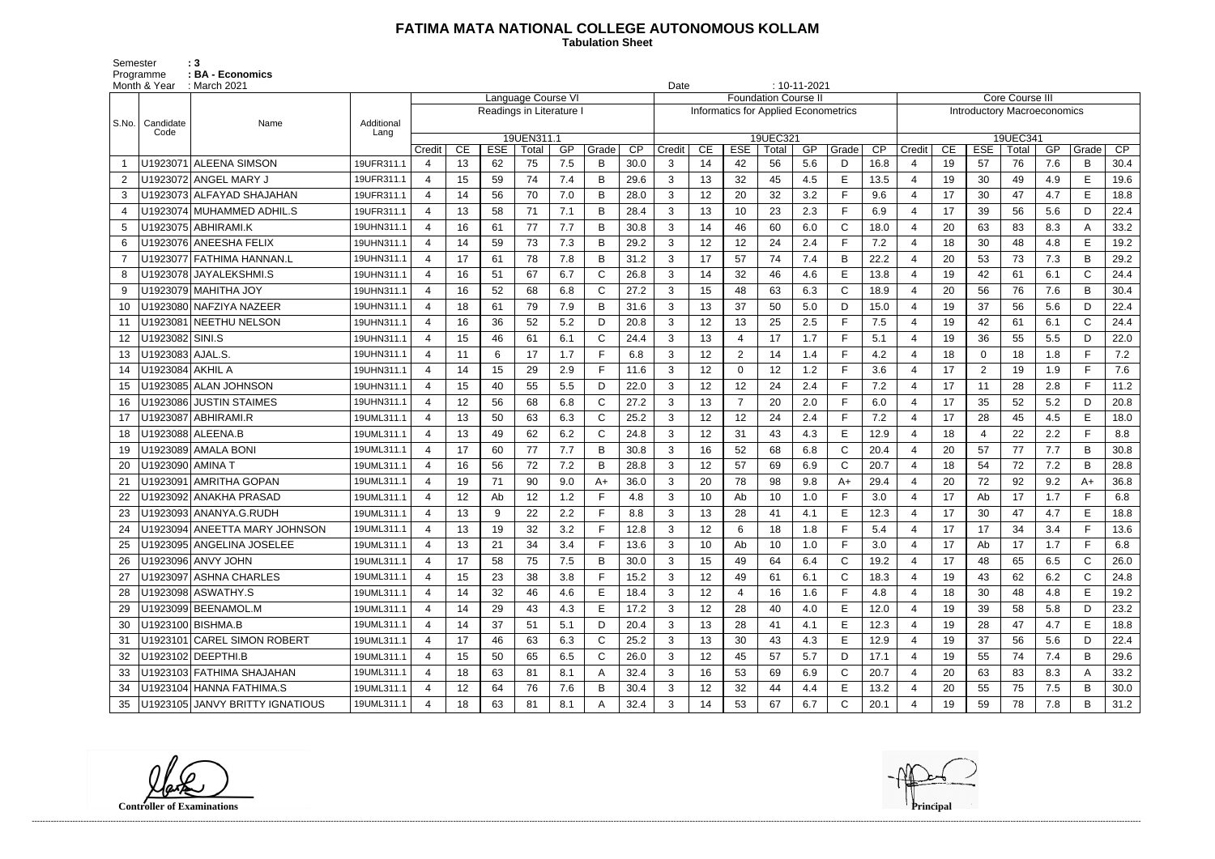# FATIMA MATA NATIONAL COLLEGE AUTONOMOUS KOLLAM

**Tabulation Sheet**

Semester : 3
Programme : BA - Economics
Month & Year : March 2021
Date : 10-11-2021

| S.No. | Candidate Code | Name | Additional Lang | Language Course VI | | | | | | | Foundation Course II | | | | | | | Core Course III | | | | | | |
|---|---|---|---|---|---|---|---|---|---|---|---|---|---|---|---|---|---|---|---|---|---|---|---|---|
| | | | | Readings in Literature I | | | | | | | Informatics for Applied Econometrics | | | | | | | Introductory Macroeconomics | | | | | | |
| | | | | 19UEN311.1 | | | | | | | 19UEC321 | | | | | | | 19UEC341 | | | | | | |
| | | | | Credit | CE | ESE | Total | GP | Grade | CP | Credit | CE | ESE | Total | GP | Grade | CP | Credit | CE | ESE | Total | GP | Grade | CP |
| 1 | U1923071 | ALEENA SIMSON | 19UFR311.1 | 4 | 13 | 62 | 75 | 7.5 | B | 30.0 | 3 | 14 | 42 | 56 | 5.6 | D | 16.8 | 4 | 19 | 57 | 76 | 7.6 | B | 30.4 |
| 2 | U1923072 | ANGEL MARY J | 19UFR311.1 | 4 | 15 | 59 | 74 | 7.4 | B | 29.6 | 3 | 13 | 32 | 45 | 4.5 | E | 13.5 | 4 | 19 | 30 | 49 | 4.9 | E | 19.6 |
| 3 | U1923073 | ALFAYAD SHAJAHAN | 19UFR311.1 | 4 | 14 | 56 | 70 | 7.0 | B | 28.0 | 3 | 12 | 20 | 32 | 3.2 | F | 9.6 | 4 | 17 | 30 | 47 | 4.7 | E | 18.8 |
| 4 | U1923074 | MUHAMMED ADHIL.S | 19UFR311.1 | 4 | 13 | 58 | 71 | 7.1 | B | 28.4 | 3 | 13 | 10 | 23 | 2.3 | F | 6.9 | 4 | 17 | 39 | 56 | 5.6 | D | 22.4 |
| 5 | U1923075 | ABHIRAMI.K | 19UHN311.1 | 4 | 16 | 61 | 77 | 7.7 | B | 30.8 | 3 | 14 | 46 | 60 | 6.0 | C | 18.0 | 4 | 20 | 63 | 83 | 8.3 | A | 33.2 |
| 6 | U1923076 | ANEESHA FELIX | 19UHN311.1 | 4 | 14 | 59 | 73 | 7.3 | B | 29.2 | 3 | 12 | 12 | 24 | 2.4 | F | 7.2 | 4 | 18 | 30 | 48 | 4.8 | E | 19.2 |
| 7 | U1923077 | FATHIMA HANNAN.L | 19UHN311.1 | 4 | 17 | 61 | 78 | 7.8 | B | 31.2 | 3 | 17 | 57 | 74 | 7.4 | B | 22.2 | 4 | 20 | 53 | 73 | 7.3 | B | 29.2 |
| 8 | U1923078 | JAYALEKSHMI.S | 19UHN311.1 | 4 | 16 | 51 | 67 | 6.7 | C | 26.8 | 3 | 14 | 32 | 46 | 4.6 | E | 13.8 | 4 | 19 | 42 | 61 | 6.1 | C | 24.4 |
| 9 | U1923079 | MAHITHA JOY | 19UHN311.1 | 4 | 16 | 52 | 68 | 6.8 | C | 27.2 | 3 | 15 | 48 | 63 | 6.3 | C | 18.9 | 4 | 20 | 56 | 76 | 7.6 | B | 30.4 |
| 10 | U1923080 | NAFZIYA NAZEER | 19UHN311.1 | 4 | 18 | 61 | 79 | 7.9 | B | 31.6 | 3 | 13 | 37 | 50 | 5.0 | D | 15.0 | 4 | 19 | 37 | 56 | 5.6 | D | 22.4 |
| 11 | U1923081 | NEETHU NELSON | 19UHN311.1 | 4 | 16 | 36 | 52 | 5.2 | D | 20.8 | 3 | 12 | 13 | 25 | 2.5 | F | 7.5 | 4 | 19 | 42 | 61 | 6.1 | C | 24.4 |
| 12 | U1923082 | SINI.S | 19UHN311.1 | 4 | 15 | 46 | 61 | 6.1 | C | 24.4 | 3 | 13 | 4 | 17 | 1.7 | F | 5.1 | 4 | 19 | 36 | 55 | 5.5 | D | 22.0 |
| 13 | U1923083 | AJAL.S. | 19UHN311.1 | 4 | 11 | 6 | 17 | 1.7 | F | 6.8 | 3 | 12 | 2 | 14 | 1.4 | F | 4.2 | 4 | 18 | 0 | 18 | 1.8 | F | 7.2 |
| 14 | U1923084 | AKHIL A | 19UHN311.1 | 4 | 14 | 15 | 29 | 2.9 | F | 11.6 | 3 | 12 | 0 | 12 | 1.2 | F | 3.6 | 4 | 17 | 2 | 19 | 1.9 | F | 7.6 |
| 15 | U1923085 | ALAN JOHNSON | 19UHN311.1 | 4 | 15 | 40 | 55 | 5.5 | D | 22.0 | 3 | 12 | 12 | 24 | 2.4 | F | 7.2 | 4 | 17 | 11 | 28 | 2.8 | F | 11.2 |
| 16 | U1923086 | JUSTIN STAIMES | 19UHN311.1 | 4 | 12 | 56 | 68 | 6.8 | C | 27.2 | 3 | 13 | 7 | 20 | 2.0 | F | 6.0 | 4 | 17 | 35 | 52 | 5.2 | D | 20.8 |
| 17 | U1923087 | ABHIRAMI.R | 19UML311.1 | 4 | 13 | 50 | 63 | 6.3 | C | 25.2 | 3 | 12 | 12 | 24 | 2.4 | F | 7.2 | 4 | 17 | 28 | 45 | 4.5 | E | 18.0 |
| 18 | U1923088 | ALEENA.B | 19UML311.1 | 4 | 13 | 49 | 62 | 6.2 | C | 24.8 | 3 | 12 | 31 | 43 | 4.3 | E | 12.9 | 4 | 18 | 4 | 22 | 2.2 | F | 8.8 |
| 19 | U1923089 | AMALA BONI | 19UML311.1 | 4 | 17 | 60 | 77 | 7.7 | B | 30.8 | 3 | 16 | 52 | 68 | 6.8 | C | 20.4 | 4 | 20 | 57 | 77 | 7.7 | B | 30.8 |
| 20 | U1923090 | AMINA T | 19UML311.1 | 4 | 16 | 56 | 72 | 7.2 | B | 28.8 | 3 | 12 | 57 | 69 | 6.9 | C | 20.7 | 4 | 18 | 54 | 72 | 7.2 | B | 28.8 |
| 21 | U1923091 | AMRITHA GOPAN | 19UML311.1 | 4 | 19 | 71 | 90 | 9.0 | A+ | 36.0 | 3 | 20 | 78 | 98 | 9.8 | A+ | 29.4 | 4 | 20 | 72 | 92 | 9.2 | A+ | 36.8 |
| 22 | U1923092 | ANAKHA PRASAD | 19UML311.1 | 4 | 12 | Ab | 12 | 1.2 | F | 4.8 | 3 | 10 | Ab | 10 | 1.0 | F | 3.0 | 4 | 17 | Ab | 17 | 1.7 | F | 6.8 |
| 23 | U1923093 | ANANYA.G.RUDH | 19UML311.1 | 4 | 13 | 9 | 22 | 2.2 | F | 8.8 | 3 | 13 | 28 | 41 | 4.1 | E | 12.3 | 4 | 17 | 30 | 47 | 4.7 | E | 18.8 |
| 24 | U1923094 | ANEETTA MARY JOHNSON | 19UML311.1 | 4 | 13 | 19 | 32 | 3.2 | F | 12.8 | 3 | 12 | 6 | 18 | 1.8 | F | 5.4 | 4 | 17 | 17 | 34 | 3.4 | F | 13.6 |
| 25 | U1923095 | ANGELINA JOSELEE | 19UML311.1 | 4 | 13 | 21 | 34 | 3.4 | F | 13.6 | 3 | 10 | Ab | 10 | 1.0 | F | 3.0 | 4 | 17 | Ab | 17 | 1.7 | F | 6.8 |
| 26 | U1923096 | ANVY JOHN | 19UML311.1 | 4 | 17 | 58 | 75 | 7.5 | B | 30.0 | 3 | 15 | 49 | 64 | 6.4 | C | 19.2 | 4 | 17 | 48 | 65 | 6.5 | C | 26.0 |
| 27 | U1923097 | ASHNA CHARLES | 19UML311.1 | 4 | 15 | 23 | 38 | 3.8 | F | 15.2 | 3 | 12 | 49 | 61 | 6.1 | C | 18.3 | 4 | 19 | 43 | 62 | 6.2 | C | 24.8 |
| 28 | U1923098 | ASWATHY.S | 19UML311.1 | 4 | 14 | 32 | 46 | 4.6 | E | 18.4 | 3 | 12 | 4 | 16 | 1.6 | F | 4.8 | 4 | 18 | 30 | 48 | 4.8 | E | 19.2 |
| 29 | U1923099 | BEENAMOL.M | 19UML311.1 | 4 | 14 | 29 | 43 | 4.3 | E | 17.2 | 3 | 12 | 28 | 40 | 4.0 | E | 12.0 | 4 | 19 | 39 | 58 | 5.8 | D | 23.2 |
| 30 | U1923100 | BISHMA.B | 19UML311.1 | 4 | 14 | 37 | 51 | 5.1 | D | 20.4 | 3 | 13 | 28 | 41 | 4.1 | E | 12.3 | 4 | 19 | 28 | 47 | 4.7 | E | 18.8 |
| 31 | U1923101 | CAREL SIMON ROBERT | 19UML311.1 | 4 | 17 | 46 | 63 | 6.3 | C | 25.2 | 3 | 13 | 30 | 43 | 4.3 | E | 12.9 | 4 | 19 | 37 | 56 | 5.6 | D | 22.4 |
| 32 | U1923102 | DEEPTHI.B | 19UML311.1 | 4 | 15 | 50 | 65 | 6.5 | C | 26.0 | 3 | 12 | 45 | 57 | 5.7 | D | 17.1 | 4 | 19 | 55 | 74 | 7.4 | B | 29.6 |
| 33 | U1923103 | FATHIMA SHAJAHAN | 19UML311.1 | 4 | 18 | 63 | 81 | 8.1 | A | 32.4 | 3 | 16 | 53 | 69 | 6.9 | C | 20.7 | 4 | 20 | 63 | 83 | 8.3 | A | 33.2 |
| 34 | U1923104 | HANNA FATHIMA.S | 19UML311.1 | 4 | 12 | 64 | 76 | 7.6 | B | 30.4 | 3 | 12 | 32 | 44 | 4.4 | E | 13.2 | 4 | 20 | 55 | 75 | 7.5 | B | 30.0 |
| 35 | U1923105 | JANVY BRITTY IGNATIOUS | 19UML311.1 | 4 | 18 | 63 | 81 | 8.1 | A | 32.4 | 3 | 14 | 53 | 67 | 6.7 | C | 20.1 | 4 | 19 | 59 | 78 | 7.8 | B | 31.2 |

**Controller of Examinations** **Principal**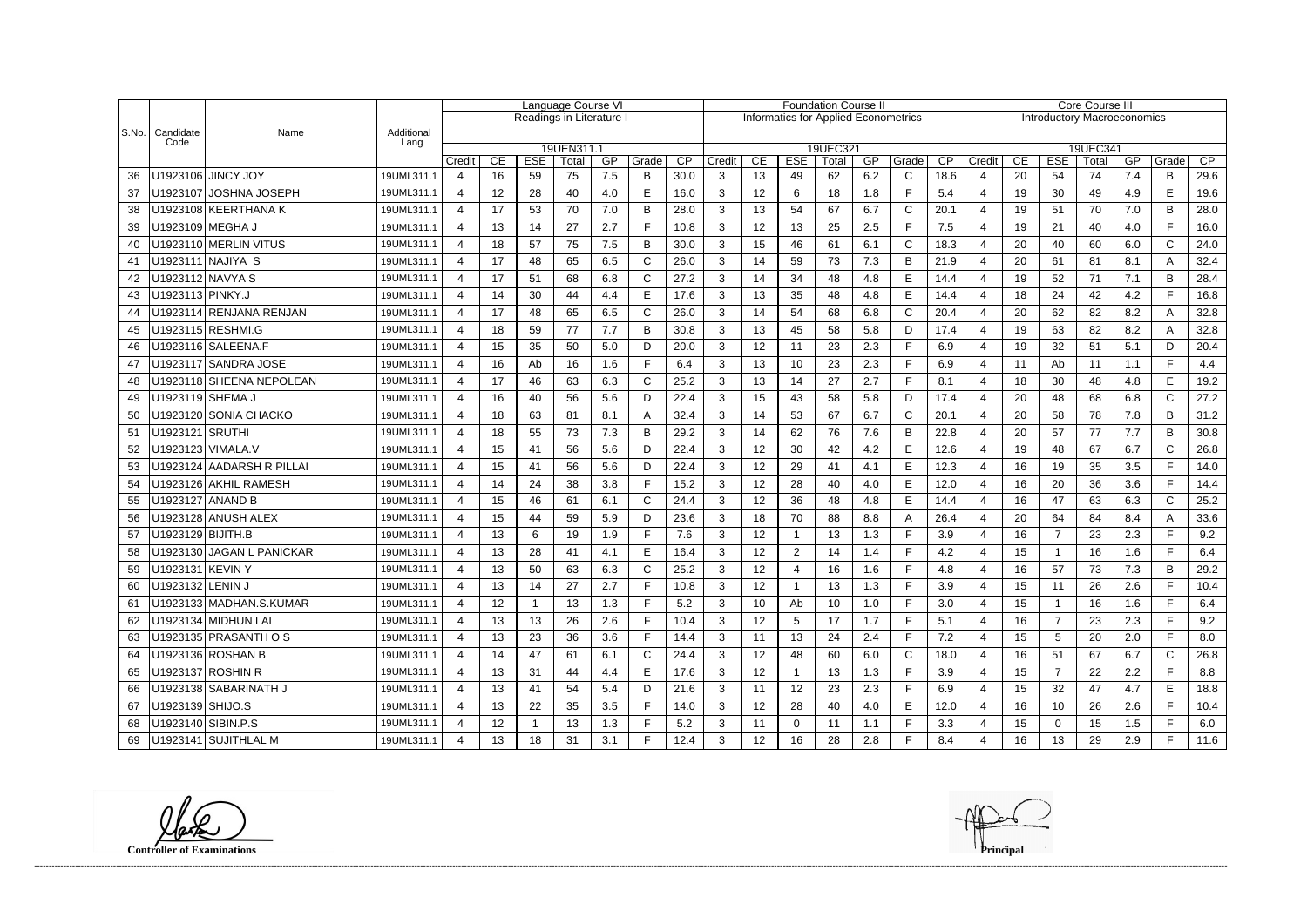| S.No. | Candidate Code | Name | Additional Lang | Language Course VI Readings in Literature I 19UEN311.1 | | | | | | | Foundation Course II Informatics for Applied Econometrics 19UEC321 | | | | | | | Core Course III Introductory Macroeconomics 19UEC341 | | | | | | |
|---|---|---|---|---|---|---|---|---|---|---|---|---|---|---|---|---|---|---|---|---|---|---|---|---|
| | | | | Credit | CE | ESE | Total | GP | Grade | CP | Credit | CE | ESE | Total | GP | Grade | CP | Credit | CE | ESE | Total | GP | Grade | CP |
| 36 | U1923106 | JINCY JOY | 19UML311.1 | 4 | 16 | 59 | 75 | 7.5 | B | 30.0 | 3 | 13 | 49 | 62 | 6.2 | C | 18.6 | 4 | 20 | 54 | 74 | 7.4 | B | 29.6 |
| 37 | U1923107 | JOSHNA JOSEPH | 19UML311.1 | 4 | 12 | 28 | 40 | 4.0 | E | 16.0 | 3 | 12 | 6 | 18 | 1.8 | F | 5.4 | 4 | 19 | 30 | 49 | 4.9 | E | 19.6 |
| 38 | U1923108 | KEERTHANA K | 19UML311.1 | 4 | 17 | 53 | 70 | 7.0 | B | 28.0 | 3 | 13 | 54 | 67 | 6.7 | C | 20.1 | 4 | 19 | 51 | 70 | 7.0 | B | 28.0 |
| 39 | U1923109 | MEGHA J | 19UML311.1 | 4 | 13 | 14 | 27 | 2.7 | F | 10.8 | 3 | 12 | 13 | 25 | 2.5 | F | 7.5 | 4 | 19 | 21 | 40 | 4.0 | F | 16.0 |
| 40 | U1923110 | MERLIN VITUS | 19UML311.1 | 4 | 18 | 57 | 75 | 7.5 | B | 30.0 | 3 | 15 | 46 | 61 | 6.1 | C | 18.3 | 4 | 20 | 40 | 60 | 6.0 | C | 24.0 |
| 41 | U1923111 | NAJIYA S | 19UML311.1 | 4 | 17 | 48 | 65 | 6.5 | C | 26.0 | 3 | 14 | 59 | 73 | 7.3 | B | 21.9 | 4 | 20 | 61 | 81 | 8.1 | A | 32.4 |
| 42 | U1923112 | NAVYA S | 19UML311.1 | 4 | 17 | 51 | 68 | 6.8 | C | 27.2 | 3 | 14 | 34 | 48 | 4.8 | E | 14.4 | 4 | 19 | 52 | 71 | 7.1 | B | 28.4 |
| 43 | U1923113 | PINKY.J | 19UML311.1 | 4 | 14 | 30 | 44 | 4.4 | E | 17.6 | 3 | 13 | 35 | 48 | 4.8 | E | 14.4 | 4 | 18 | 24 | 42 | 4.2 | F | 16.8 |
| 44 | U1923114 | RENJANA RENJAN | 19UML311.1 | 4 | 17 | 48 | 65 | 6.5 | C | 26.0 | 3 | 14 | 54 | 68 | 6.8 | C | 20.4 | 4 | 20 | 62 | 82 | 8.2 | A | 32.8 |
| 45 | U1923115 | RESHMI.G | 19UML311.1 | 4 | 18 | 59 | 77 | 7.7 | B | 30.8 | 3 | 13 | 45 | 58 | 5.8 | D | 17.4 | 4 | 19 | 63 | 82 | 8.2 | A | 32.8 |
| 46 | U1923116 | SALEENA.F | 19UML311.1 | 4 | 15 | 35 | 50 | 5.0 | D | 20.0 | 3 | 12 | 11 | 23 | 2.3 | F | 6.9 | 4 | 19 | 32 | 51 | 5.1 | D | 20.4 |
| 47 | U1923117 | SANDRA JOSE | 19UML311.1 | 4 | 16 | Ab | 16 | 1.6 | F | 6.4 | 3 | 13 | 10 | 23 | 2.3 | F | 6.9 | 4 | 11 | Ab | 11 | 1.1 | F | 4.4 |
| 48 | U1923118 | SHEENA NEPOLEAN | 19UML311.1 | 4 | 17 | 46 | 63 | 6.3 | C | 25.2 | 3 | 13 | 14 | 27 | 2.7 | F | 8.1 | 4 | 18 | 30 | 48 | 4.8 | E | 19.2 |
| 49 | U1923119 | SHEMA J | 19UML311.1 | 4 | 16 | 40 | 56 | 5.6 | D | 22.4 | 3 | 15 | 43 | 58 | 5.8 | D | 17.4 | 4 | 20 | 48 | 68 | 6.8 | C | 27.2 |
| 50 | U1923120 | SONIA CHACKO | 19UML311.1 | 4 | 18 | 63 | 81 | 8.1 | A | 32.4 | 3 | 14 | 53 | 67 | 6.7 | C | 20.1 | 4 | 20 | 58 | 78 | 7.8 | B | 31.2 |
| 51 | U1923121 | SRUTHI | 19UML311.1 | 4 | 18 | 55 | 73 | 7.3 | B | 29.2 | 3 | 14 | 62 | 76 | 7.6 | B | 22.8 | 4 | 20 | 57 | 77 | 7.7 | B | 30.8 |
| 52 | U1923123 | VIMALA.V | 19UML311.1 | 4 | 15 | 41 | 56 | 5.6 | D | 22.4 | 3 | 12 | 30 | 42 | 4.2 | E | 12.6 | 4 | 19 | 48 | 67 | 6.7 | C | 26.8 |
| 53 | U1923124 | AADARSH R PILLAI | 19UML311.1 | 4 | 15 | 41 | 56 | 5.6 | D | 22.4 | 3 | 12 | 29 | 41 | 4.1 | E | 12.3 | 4 | 16 | 19 | 35 | 3.5 | F | 14.0 |
| 54 | U1923126 | AKHIL RAMESH | 19UML311.1 | 4 | 14 | 24 | 38 | 3.8 | F | 15.2 | 3 | 12 | 28 | 40 | 4.0 | E | 12.0 | 4 | 16 | 20 | 36 | 3.6 | F | 14.4 |
| 55 | U1923127 | ANAND B | 19UML311.1 | 4 | 15 | 46 | 61 | 6.1 | C | 24.4 | 3 | 12 | 36 | 48 | 4.8 | E | 14.4 | 4 | 16 | 47 | 63 | 6.3 | C | 25.2 |
| 56 | U1923128 | ANUSH ALEX | 19UML311.1 | 4 | 15 | 44 | 59 | 5.9 | D | 23.6 | 3 | 18 | 70 | 88 | 8.8 | A | 26.4 | 4 | 20 | 64 | 84 | 8.4 | A | 33.6 |
| 57 | U1923129 | BIJITH.B | 19UML311.1 | 4 | 13 | 6 | 19 | 1.9 | F | 7.6 | 3 | 12 | 1 | 13 | 1.3 | F | 3.9 | 4 | 16 | 7 | 23 | 2.3 | F | 9.2 |
| 58 | U1923130 | JAGAN L PANICKAR | 19UML311.1 | 4 | 13 | 28 | 41 | 4.1 | E | 16.4 | 3 | 12 | 2 | 14 | 1.4 | F | 4.2 | 4 | 15 | 1 | 16 | 1.6 | F | 6.4 |
| 59 | U1923131 | KEVIN Y | 19UML311.1 | 4 | 13 | 50 | 63 | 6.3 | C | 25.2 | 3 | 12 | 4 | 16 | 1.6 | F | 4.8 | 4 | 16 | 57 | 73 | 7.3 | B | 29.2 |
| 60 | U1923132 | LENIN J | 19UML311.1 | 4 | 13 | 14 | 27 | 2.7 | F | 10.8 | 3 | 12 | 1 | 13 | 1.3 | F | 3.9 | 4 | 15 | 11 | 26 | 2.6 | F | 10.4 |
| 61 | U1923133 | MADHAN.S.KUMAR | 19UML311.1 | 4 | 12 | 1 | 13 | 1.3 | F | 5.2 | 3 | 10 | Ab | 10 | 1.0 | F | 3.0 | 4 | 15 | 1 | 16 | 1.6 | F | 6.4 |
| 62 | U1923134 | MIDHUN LAL | 19UML311.1 | 4 | 13 | 13 | 26 | 2.6 | F | 10.4 | 3 | 12 | 5 | 17 | 1.7 | F | 5.1 | 4 | 16 | 7 | 23 | 2.3 | F | 9.2 |
| 63 | U1923135 | PRASANTH O S | 19UML311.1 | 4 | 13 | 23 | 36 | 3.6 | F | 14.4 | 3 | 11 | 13 | 24 | 2.4 | F | 7.2 | 4 | 15 | 5 | 20 | 2.0 | F | 8.0 |
| 64 | U1923136 | ROSHAN B | 19UML311.1 | 4 | 14 | 47 | 61 | 6.1 | C | 24.4 | 3 | 12 | 48 | 60 | 6.0 | C | 18.0 | 4 | 16 | 51 | 67 | 6.7 | C | 26.8 |
| 65 | U1923137 | ROSHIN R | 19UML311.1 | 4 | 13 | 31 | 44 | 4.4 | E | 17.6 | 3 | 12 | 1 | 13 | 1.3 | F | 3.9 | 4 | 15 | 7 | 22 | 2.2 | F | 8.8 |
| 66 | U1923138 | SABARINATH J | 19UML311.1 | 4 | 13 | 41 | 54 | 5.4 | D | 21.6 | 3 | 11 | 12 | 23 | 2.3 | F | 6.9 | 4 | 15 | 32 | 47 | 4.7 | E | 18.8 |
| 67 | U1923139 | SHIJO.S | 19UML311.1 | 4 | 13 | 22 | 35 | 3.5 | F | 14.0 | 3 | 12 | 28 | 40 | 4.0 | E | 12.0 | 4 | 16 | 10 | 26 | 2.6 | F | 10.4 |
| 68 | U1923140 | SIBIN.P.S | 19UML311.1 | 4 | 12 | 1 | 13 | 1.3 | F | 5.2 | 3 | 11 | 0 | 11 | 1.1 | F | 3.3 | 4 | 15 | 0 | 15 | 1.5 | F | 6.0 |
| 69 | U1923141 | SUJITHLAL M | 19UML311.1 | 4 | 13 | 18 | 31 | 3.1 | F | 12.4 | 3 | 12 | 16 | 28 | 2.8 | F | 8.4 | 4 | 16 | 13 | 29 | 2.9 | F | 11.6 |

**Controller of Examinations**

**Principal**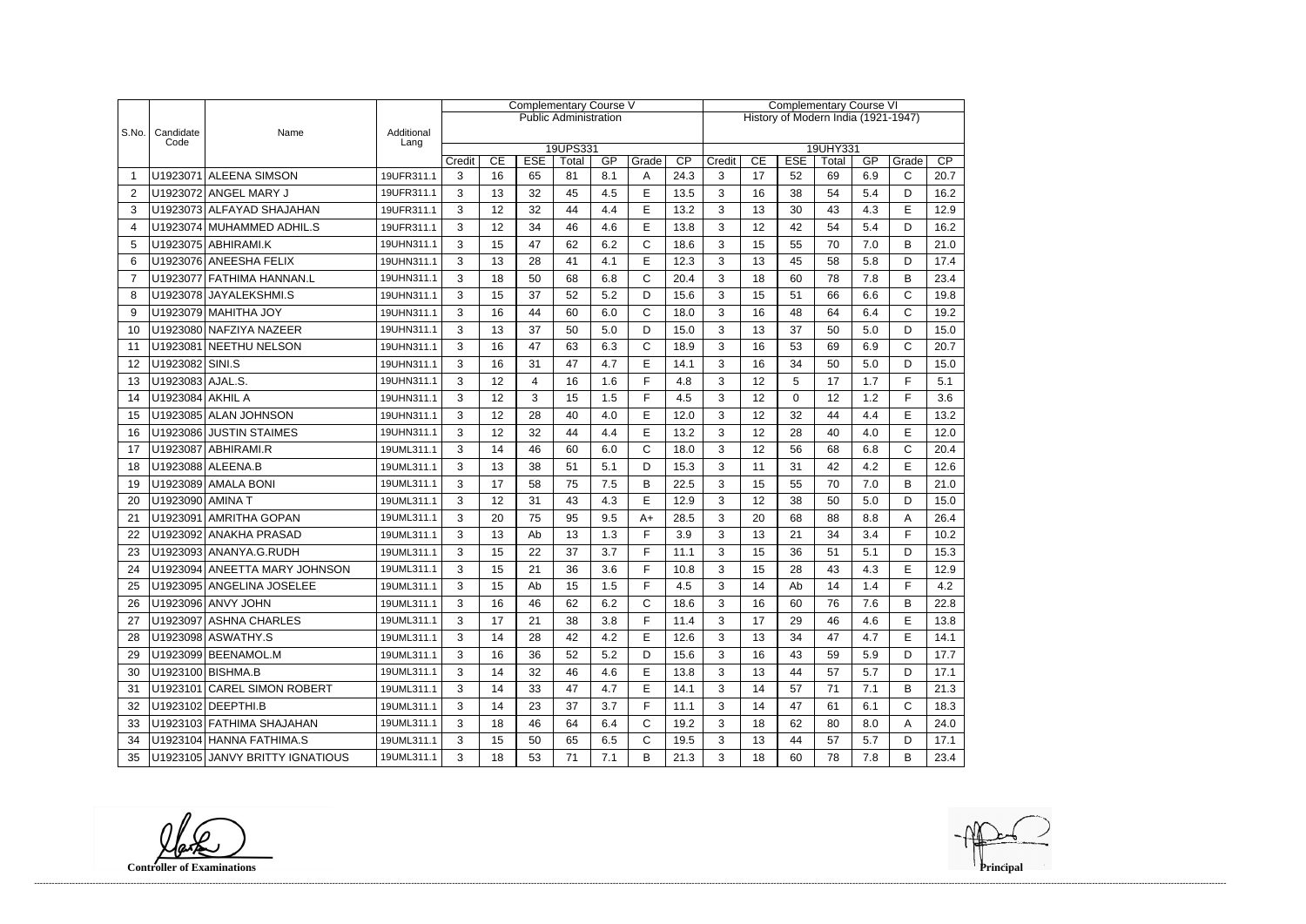| S.No. | Candidate Code | Name | Additional Lang | Complementary Course V | | | | | | | Complementary Course VI | | | | | | |
|---|---|---|---|---|---|---|---|---|---|---|---|---|---|---|---|---|---|
| | | | | Public Administration | | | | | | | History of Modern India (1921-1947) | | | | | | |
| | | | | 19UPS331 | | | | | | | 19UHY331 | | | | | | |
| | | | | Credit | CE | ESE | Total | GP | Grade | CP | Credit | CE | ESE | Total | GP | Grade | CP |
| 1 | U1923071 | ALEENA SIMSON | 19UFR311.1 | 3 | 16 | 65 | 81 | 8.1 | A | 24.3 | 3 | 17 | 52 | 69 | 6.9 | C | 20.7 |
| 2 | U1923072 | ANGEL MARY J | 19UFR311.1 | 3 | 13 | 32 | 45 | 4.5 | E | 13.5 | 3 | 16 | 38 | 54 | 5.4 | D | 16.2 |
| 3 | U1923073 | ALFAYAD SHAJAHAN | 19UFR311.1 | 3 | 12 | 32 | 44 | 4.4 | E | 13.2 | 3 | 13 | 30 | 43 | 4.3 | E | 12.9 |
| 4 | U1923074 | MUHAMMED ADHIL.S | 19UFR311.1 | 3 | 12 | 34 | 46 | 4.6 | E | 13.8 | 3 | 12 | 42 | 54 | 5.4 | D | 16.2 |
| 5 | U1923075 | ABHIRAMI.K | 19UHN311.1 | 3 | 15 | 47 | 62 | 6.2 | C | 18.6 | 3 | 15 | 55 | 70 | 7.0 | B | 21.0 |
| 6 | U1923076 | ANEESHA FELIX | 19UHN311.1 | 3 | 13 | 28 | 41 | 4.1 | E | 12.3 | 3 | 13 | 45 | 58 | 5.8 | D | 17.4 |
| 7 | U1923077 | FATHIMA HANNAN.L | 19UHN311.1 | 3 | 18 | 50 | 68 | 6.8 | C | 20.4 | 3 | 18 | 60 | 78 | 7.8 | B | 23.4 |
| 8 | U1923078 | JAYALEKSHMI.S | 19UHN311.1 | 3 | 15 | 37 | 52 | 5.2 | D | 15.6 | 3 | 15 | 51 | 66 | 6.6 | C | 19.8 |
| 9 | U1923079 | MAHITHA JOY | 19UHN311.1 | 3 | 16 | 44 | 60 | 6.0 | C | 18.0 | 3 | 16 | 48 | 64 | 6.4 | C | 19.2 |
| 10 | U1923080 | NAFZIYA NAZEER | 19UHN311.1 | 3 | 13 | 37 | 50 | 5.0 | D | 15.0 | 3 | 13 | 37 | 50 | 5.0 | D | 15.0 |
| 11 | U1923081 | NEETHU NELSON | 19UHN311.1 | 3 | 16 | 47 | 63 | 6.3 | C | 18.9 | 3 | 16 | 53 | 69 | 6.9 | C | 20.7 |
| 12 | U1923082 | SINI.S | 19UHN311.1 | 3 | 16 | 31 | 47 | 4.7 | E | 14.1 | 3 | 16 | 34 | 50 | 5.0 | D | 15.0 |
| 13 | U1923083 | AJAL.S. | 19UHN311.1 | 3 | 12 | 4 | 16 | 1.6 | F | 4.8 | 3 | 12 | 5 | 17 | 1.7 | F | 5.1 |
| 14 | U1923084 | AKHIL A | 19UHN311.1 | 3 | 12 | 3 | 15 | 1.5 | F | 4.5 | 3 | 12 | 0 | 12 | 1.2 | F | 3.6 |
| 15 | U1923085 | ALAN JOHNSON | 19UHN311.1 | 3 | 12 | 28 | 40 | 4.0 | E | 12.0 | 3 | 12 | 32 | 44 | 4.4 | E | 13.2 |
| 16 | U1923086 | JUSTIN STAIMES | 19UHN311.1 | 3 | 12 | 32 | 44 | 4.4 | E | 13.2 | 3 | 12 | 28 | 40 | 4.0 | E | 12.0 |
| 17 | U1923087 | ABHIRAMI.R | 19UML311.1 | 3 | 14 | 46 | 60 | 6.0 | C | 18.0 | 3 | 12 | 56 | 68 | 6.8 | C | 20.4 |
| 18 | U1923088 | ALEENA.B | 19UML311.1 | 3 | 13 | 38 | 51 | 5.1 | D | 15.3 | 3 | 11 | 31 | 42 | 4.2 | E | 12.6 |
| 19 | U1923089 | AMALA BONI | 19UML311.1 | 3 | 17 | 58 | 75 | 7.5 | B | 22.5 | 3 | 15 | 55 | 70 | 7.0 | B | 21.0 |
| 20 | U1923090 | AMINA T | 19UML311.1 | 3 | 12 | 31 | 43 | 4.3 | E | 12.9 | 3 | 12 | 38 | 50 | 5.0 | D | 15.0 |
| 21 | U1923091 | AMRITHA GOPAN | 19UML311.1 | 3 | 20 | 75 | 95 | 9.5 | A+ | 28.5 | 3 | 20 | 68 | 88 | 8.8 | A | 26.4 |
| 22 | U1923092 | ANAKHA PRASAD | 19UML311.1 | 3 | 13 | Ab | 13 | 1.3 | F | 3.9 | 3 | 13 | 21 | 34 | 3.4 | F | 10.2 |
| 23 | U1923093 | ANANYA.G.RUDH | 19UML311.1 | 3 | 15 | 22 | 37 | 3.7 | F | 11.1 | 3 | 15 | 36 | 51 | 5.1 | D | 15.3 |
| 24 | U1923094 | ANEETTA MARY JOHNSON | 19UML311.1 | 3 | 15 | 21 | 36 | 3.6 | F | 10.8 | 3 | 15 | 28 | 43 | 4.3 | E | 12.9 |
| 25 | U1923095 | ANGELINA JOSELEE | 19UML311.1 | 3 | 15 | Ab | 15 | 1.5 | F | 4.5 | 3 | 14 | Ab | 14 | 1.4 | F | 4.2 |
| 26 | U1923096 | ANVY JOHN | 19UML311.1 | 3 | 16 | 46 | 62 | 6.2 | C | 18.6 | 3 | 16 | 60 | 76 | 7.6 | B | 22.8 |
| 27 | U1923097 | ASHNA CHARLES | 19UML311.1 | 3 | 17 | 21 | 38 | 3.8 | F | 11.4 | 3 | 17 | 29 | 46 | 4.6 | E | 13.8 |
| 28 | U1923098 | ASWATHY.S | 19UML311.1 | 3 | 14 | 28 | 42 | 4.2 | E | 12.6 | 3 | 13 | 34 | 47 | 4.7 | E | 14.1 |
| 29 | U1923099 | BEENAMOL.M | 19UML311.1 | 3 | 16 | 36 | 52 | 5.2 | D | 15.6 | 3 | 16 | 43 | 59 | 5.9 | D | 17.7 |
| 30 | U1923100 | BISHMA.B | 19UML311.1 | 3 | 14 | 32 | 46 | 4.6 | E | 13.8 | 3 | 13 | 44 | 57 | 5.7 | D | 17.1 |
| 31 | U1923101 | CAREL SIMON ROBERT | 19UML311.1 | 3 | 14 | 33 | 47 | 4.7 | E | 14.1 | 3 | 14 | 57 | 71 | 7.1 | B | 21.3 |
| 32 | U1923102 | DEEPTHI.B | 19UML311.1 | 3 | 14 | 23 | 37 | 3.7 | F | 11.1 | 3 | 14 | 47 | 61 | 6.1 | C | 18.3 |
| 33 | U1923103 | FATHIMA SHAJAHAN | 19UML311.1 | 3 | 18 | 46 | 64 | 6.4 | C | 19.2 | 3 | 18 | 62 | 80 | 8.0 | A | 24.0 |
| 34 | U1923104 | HANNA FATHIMA.S | 19UML311.1 | 3 | 15 | 50 | 65 | 6.5 | C | 19.5 | 3 | 13 | 44 | 57 | 5.7 | D | 17.1 |
| 35 | U1923105 | JANVY BRITTY IGNATIOUS | 19UML311.1 | 3 | 18 | 53 | 71 | 7.1 | B | 21.3 | 3 | 18 | 60 | 78 | 7.8 | B | 23.4 |

**Controller of Examinations**

**Principal**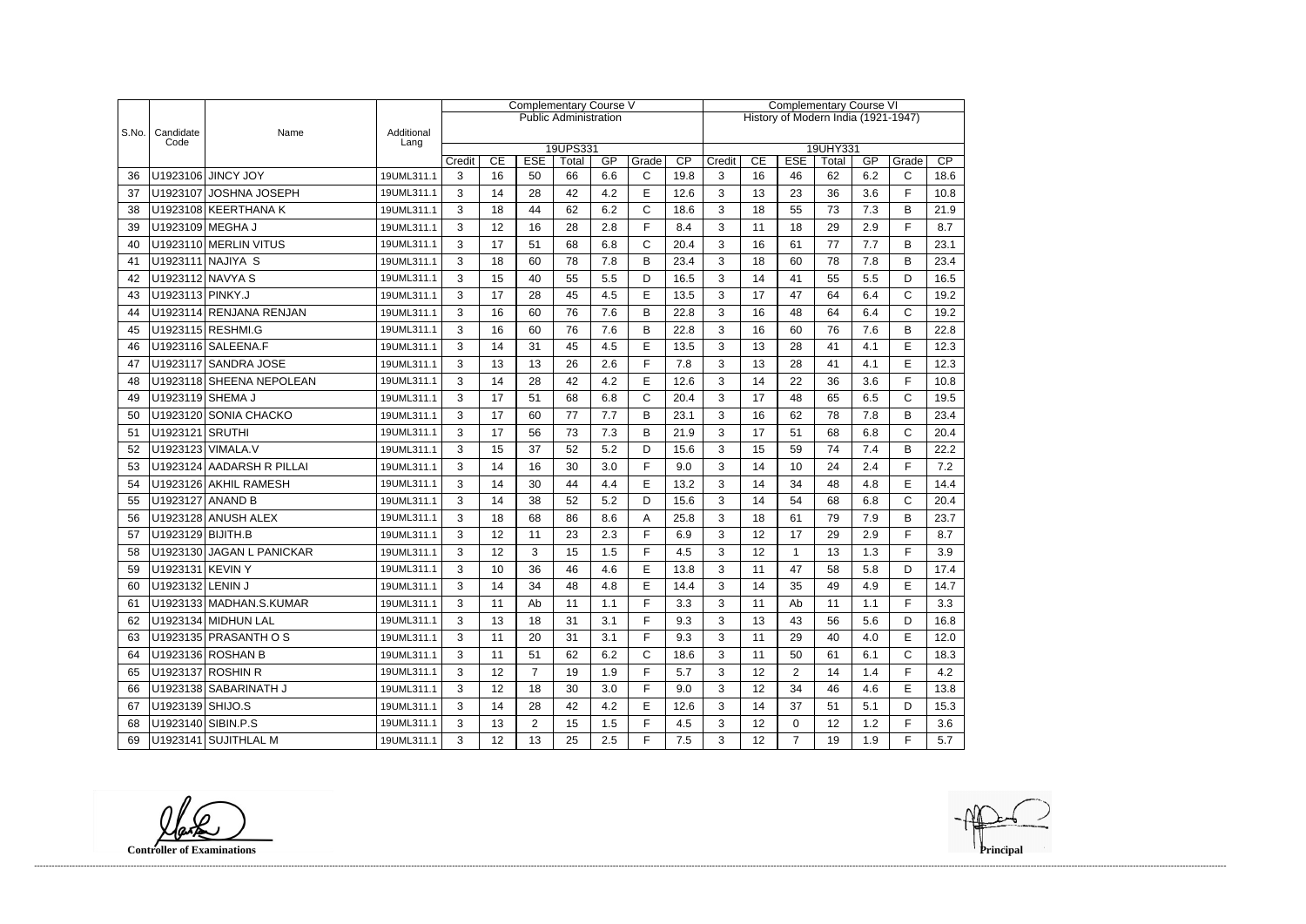| S.No. | Candidate Code | Name | Additional Lang | Complementary Course V | | | | | | | Complementary Course VI | | | | | | |
|---|---|---|---|---|---|---|---|---|---|---|---|---|---|---|---|---|---|
| | | | | Public Administration | | | | | | | History of Modern India (1921-1947) | | | | | | |
| | | | | 19UPS331 | | | | | | | 19UHY331 | | | | | | |
| | | | | Credit | CE | ESE | Total | GP | Grade | CP | Credit | CE | ESE | Total | GP | Grade | CP |
| 36 | U1923106 | JINCY JOY | 19UML311.1 | 3 | 16 | 50 | 66 | 6.6 | C | 19.8 | 3 | 16 | 46 | 62 | 6.2 | C | 18.6 |
| 37 | U1923107 | JOSHNA JOSEPH | 19UML311.1 | 3 | 14 | 28 | 42 | 4.2 | E | 12.6 | 3 | 13 | 23 | 36 | 3.6 | F | 10.8 |
| 38 | U1923108 | KEERTHANA K | 19UML311.1 | 3 | 18 | 44 | 62 | 6.2 | C | 18.6 | 3 | 18 | 55 | 73 | 7.3 | B | 21.9 |
| 39 | U1923109 | MEGHA J | 19UML311.1 | 3 | 12 | 16 | 28 | 2.8 | F | 8.4 | 3 | 11 | 18 | 29 | 2.9 | F | 8.7 |
| 40 | U1923110 | MERLIN VITUS | 19UML311.1 | 3 | 17 | 51 | 68 | 6.8 | C | 20.4 | 3 | 16 | 61 | 77 | 7.7 | B | 23.1 |
| 41 | U1923111 | NAJIYA S | 19UML311.1 | 3 | 18 | 60 | 78 | 7.8 | B | 23.4 | 3 | 18 | 60 | 78 | 7.8 | B | 23.4 |
| 42 | U1923112 | NAVYA S | 19UML311.1 | 3 | 15 | 40 | 55 | 5.5 | D | 16.5 | 3 | 14 | 41 | 55 | 5.5 | D | 16.5 |
| 43 | U1923113 | PINKY.J | 19UML311.1 | 3 | 17 | 28 | 45 | 4.5 | E | 13.5 | 3 | 17 | 47 | 64 | 6.4 | C | 19.2 |
| 44 | U1923114 | RENJANA RENJAN | 19UML311.1 | 3 | 16 | 60 | 76 | 7.6 | B | 22.8 | 3 | 16 | 48 | 64 | 6.4 | C | 19.2 |
| 45 | U1923115 | RESHMI.G | 19UML311.1 | 3 | 16 | 60 | 76 | 7.6 | B | 22.8 | 3 | 16 | 60 | 76 | 7.6 | B | 22.8 |
| 46 | U1923116 | SALEENA.F | 19UML311.1 | 3 | 14 | 31 | 45 | 4.5 | E | 13.5 | 3 | 13 | 28 | 41 | 4.1 | E | 12.3 |
| 47 | U1923117 | SANDRA JOSE | 19UML311.1 | 3 | 13 | 13 | 26 | 2.6 | F | 7.8 | 3 | 13 | 28 | 41 | 4.1 | E | 12.3 |
| 48 | U1923118 | SHEENA NEPOLEAN | 19UML311.1 | 3 | 14 | 28 | 42 | 4.2 | E | 12.6 | 3 | 14 | 22 | 36 | 3.6 | F | 10.8 |
| 49 | U1923119 | SHEMA J | 19UML311.1 | 3 | 17 | 51 | 68 | 6.8 | C | 20.4 | 3 | 17 | 48 | 65 | 6.5 | C | 19.5 |
| 50 | U1923120 | SONIA CHACKO | 19UML311.1 | 3 | 17 | 60 | 77 | 7.7 | B | 23.1 | 3 | 16 | 62 | 78 | 7.8 | B | 23.4 |
| 51 | U1923121 | SRUTHI | 19UML311.1 | 3 | 17 | 56 | 73 | 7.3 | B | 21.9 | 3 | 17 | 51 | 68 | 6.8 | C | 20.4 |
| 52 | U1923123 | VIMALA.V | 19UML311.1 | 3 | 15 | 37 | 52 | 5.2 | D | 15.6 | 3 | 15 | 59 | 74 | 7.4 | B | 22.2 |
| 53 | U1923124 | AADARSH R PILLAI | 19UML311.1 | 3 | 14 | 16 | 30 | 3.0 | F | 9.0 | 3 | 14 | 10 | 24 | 2.4 | F | 7.2 |
| 54 | U1923126 | AKHIL RAMESH | 19UML311.1 | 3 | 14 | 30 | 44 | 4.4 | E | 13.2 | 3 | 14 | 34 | 48 | 4.8 | E | 14.4 |
| 55 | U1923127 | ANAND B | 19UML311.1 | 3 | 14 | 38 | 52 | 5.2 | D | 15.6 | 3 | 14 | 54 | 68 | 6.8 | C | 20.4 |
| 56 | U1923128 | ANUSH ALEX | 19UML311.1 | 3 | 18 | 68 | 86 | 8.6 | A | 25.8 | 3 | 18 | 61 | 79 | 7.9 | B | 23.7 |
| 57 | U1923129 | BIJITH.B | 19UML311.1 | 3 | 12 | 11 | 23 | 2.3 | F | 6.9 | 3 | 12 | 17 | 29 | 2.9 | F | 8.7 |
| 58 | U1923130 | JAGAN L PANICKAR | 19UML311.1 | 3 | 12 | 3 | 15 | 1.5 | F | 4.5 | 3 | 12 | 1 | 13 | 1.3 | F | 3.9 |
| 59 | U1923131 | KEVIN Y | 19UML311.1 | 3 | 10 | 36 | 46 | 4.6 | E | 13.8 | 3 | 11 | 47 | 58 | 5.8 | D | 17.4 |
| 60 | U1923132 | LENIN J | 19UML311.1 | 3 | 14 | 34 | 48 | 4.8 | E | 14.4 | 3 | 14 | 35 | 49 | 4.9 | E | 14.7 |
| 61 | U1923133 | MADHAN.S.KUMAR | 19UML311.1 | 3 | 11 | Ab | 11 | 1.1 | F | 3.3 | 3 | 11 | Ab | 11 | 1.1 | F | 3.3 |
| 62 | U1923134 | MIDHUN LAL | 19UML311.1 | 3 | 13 | 18 | 31 | 3.1 | F | 9.3 | 3 | 13 | 43 | 56 | 5.6 | D | 16.8 |
| 63 | U1923135 | PRASANTH O S | 19UML311.1 | 3 | 11 | 20 | 31 | 3.1 | F | 9.3 | 3 | 11 | 29 | 40 | 4.0 | E | 12.0 |
| 64 | U1923136 | ROSHAN B | 19UML311.1 | 3 | 11 | 51 | 62 | 6.2 | C | 18.6 | 3 | 11 | 50 | 61 | 6.1 | C | 18.3 |
| 65 | U1923137 | ROSHIN R | 19UML311.1 | 3 | 12 | 7 | 19 | 1.9 | F | 5.7 | 3 | 12 | 2 | 14 | 1.4 | F | 4.2 |
| 66 | U1923138 | SABARINATH J | 19UML311.1 | 3 | 12 | 18 | 30 | 3.0 | F | 9.0 | 3 | 12 | 34 | 46 | 4.6 | E | 13.8 |
| 67 | U1923139 | SHIJO.S | 19UML311.1 | 3 | 14 | 28 | 42 | 4.2 | E | 12.6 | 3 | 14 | 37 | 51 | 5.1 | D | 15.3 |
| 68 | U1923140 | SIBIN.P.S | 19UML311.1 | 3 | 13 | 2 | 15 | 1.5 | F | 4.5 | 3 | 12 | 0 | 12 | 1.2 | F | 3.6 |
| 69 | U1923141 | SUJITHLAL M | 19UML311.1 | 3 | 12 | 13 | 25 | 2.5 | F | 7.5 | 3 | 12 | 7 | 19 | 1.9 | F | 5.7 |

**Controller of Examinations**

**Principal**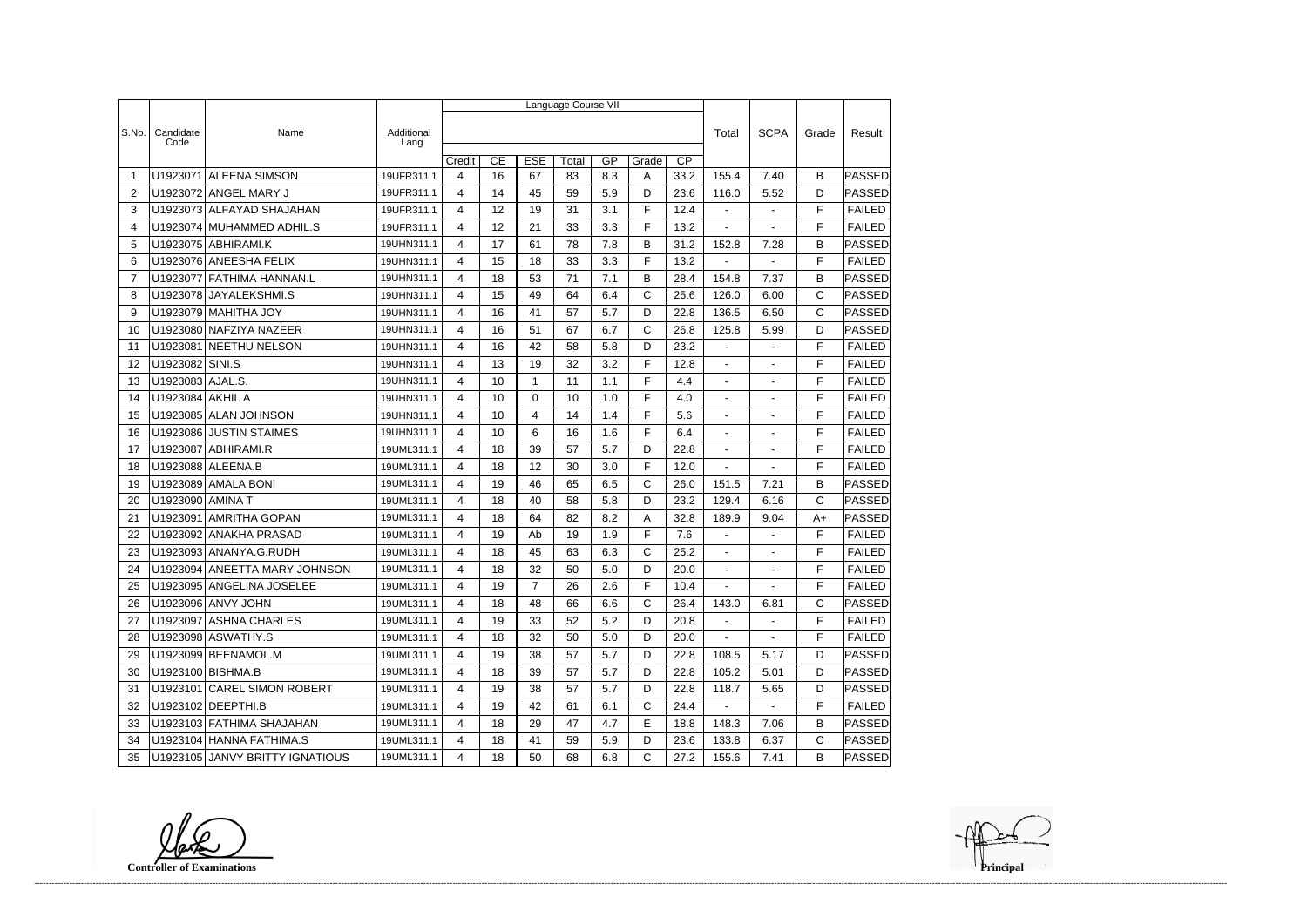| S.No. | Candidate Code | Name | Additional Lang | Language Course VII | | | | | | | Total | SCPA | Grade | Result |
|---|---|---|---|---|---|---|---|---|---|---|---|---|---|---|
| | | | | Credit | CE | ESE | Total | GP | Grade | CP | | | | |
| 1 | U1923071 | ALEENA SIMSON | 19UFR311.1 | 4 | 16 | 67 | 83 | 8.3 | A | 33.2 | 155.4 | 7.40 | B | PASSED |
| 2 | U1923072 | ANGEL MARY J | 19UFR311.1 | 4 | 14 | 45 | 59 | 5.9 | D | 23.6 | 116.0 | 5.52 | D | PASSED |
| 3 | U1923073 | ALFAYAD SHAJAHAN | 19UFR311.1 | 4 | 12 | 19 | 31 | 3.1 | F | 12.4 | - | - | F | FAILED |
| 4 | U1923074 | MUHAMMED ADHIL.S | 19UFR311.1 | 4 | 12 | 21 | 33 | 3.3 | F | 13.2 | - | - | F | FAILED |
| 5 | U1923075 | ABHIRAMI.K | 19UHN311.1 | 4 | 17 | 61 | 78 | 7.8 | B | 31.2 | 152.8 | 7.28 | B | PASSED |
| 6 | U1923076 | ANEESHA FELIX | 19UHN311.1 | 4 | 15 | 18 | 33 | 3.3 | F | 13.2 | - | - | F | FAILED |
| 7 | U1923077 | FATHIMA HANNAN.L | 19UHN311.1 | 4 | 18 | 53 | 71 | 7.1 | B | 28.4 | 154.8 | 7.37 | B | PASSED |
| 8 | U1923078 | JAYALEKSHMI.S | 19UHN311.1 | 4 | 15 | 49 | 64 | 6.4 | C | 25.6 | 126.0 | 6.00 | C | PASSED |
| 9 | U1923079 | MAHITHA JOY | 19UHN311.1 | 4 | 16 | 41 | 57 | 5.7 | D | 22.8 | 136.5 | 6.50 | C | PASSED |
| 10 | U1923080 | NAFZIYA NAZEER | 19UHN311.1 | 4 | 16 | 51 | 67 | 6.7 | C | 26.8 | 125.8 | 5.99 | D | PASSED |
| 11 | U1923081 | NEETHU NELSON | 19UHN311.1 | 4 | 16 | 42 | 58 | 5.8 | D | 23.2 | - | - | F | FAILED |
| 12 | U1923082 | SINI.S | 19UHN311.1 | 4 | 13 | 19 | 32 | 3.2 | F | 12.8 | - | - | F | FAILED |
| 13 | U1923083 | AJAL.S. | 19UHN311.1 | 4 | 10 | 1 | 11 | 1.1 | F | 4.4 | - | - | F | FAILED |
| 14 | U1923084 | AKHIL A | 19UHN311.1 | 4 | 10 | 0 | 10 | 1.0 | F | 4.0 | - | - | F | FAILED |
| 15 | U1923085 | ALAN JOHNSON | 19UHN311.1 | 4 | 10 | 4 | 14 | 1.4 | F | 5.6 | - | - | F | FAILED |
| 16 | U1923086 | JUSTIN STAIMES | 19UHN311.1 | 4 | 10 | 6 | 16 | 1.6 | F | 6.4 | - | - | F | FAILED |
| 17 | U1923087 | ABHIRAMI.R | 19UML311.1 | 4 | 18 | 39 | 57 | 5.7 | D | 22.8 | - | - | F | FAILED |
| 18 | U1923088 | ALEENA.B | 19UML311.1 | 4 | 18 | 12 | 30 | 3.0 | F | 12.0 | - | - | F | FAILED |
| 19 | U1923089 | AMALA BONI | 19UML311.1 | 4 | 19 | 46 | 65 | 6.5 | C | 26.0 | 151.5 | 7.21 | B | PASSED |
| 20 | U1923090 | AMINA T | 19UML311.1 | 4 | 18 | 40 | 58 | 5.8 | D | 23.2 | 129.4 | 6.16 | C | PASSED |
| 21 | U1923091 | AMRITHA GOPAN | 19UML311.1 | 4 | 18 | 64 | 82 | 8.2 | A | 32.8 | 189.9 | 9.04 | A+ | PASSED |
| 22 | U1923092 | ANAKHA PRASAD | 19UML311.1 | 4 | 19 | Ab | 19 | 1.9 | F | 7.6 | - | - | F | FAILED |
| 23 | U1923093 | ANANYA.G.RUDH | 19UML311.1 | 4 | 18 | 45 | 63 | 6.3 | C | 25.2 | - | - | F | FAILED |
| 24 | U1923094 | ANEETTA MARY JOHNSON | 19UML311.1 | 4 | 18 | 32 | 50 | 5.0 | D | 20.0 | - | - | F | FAILED |
| 25 | U1923095 | ANGELINA JOSELEE | 19UML311.1 | 4 | 19 | 7 | 26 | 2.6 | F | 10.4 | - | - | F | FAILED |
| 26 | U1923096 | ANVY JOHN | 19UML311.1 | 4 | 18 | 48 | 66 | 6.6 | C | 26.4 | 143.0 | 6.81 | C | PASSED |
| 27 | U1923097 | ASHNA CHARLES | 19UML311.1 | 4 | 19 | 33 | 52 | 5.2 | D | 20.8 | - | - | F | FAILED |
| 28 | U1923098 | ASWATHY.S | 19UML311.1 | 4 | 18 | 32 | 50 | 5.0 | D | 20.0 | - | - | F | FAILED |
| 29 | U1923099 | BEENAMOL.M | 19UML311.1 | 4 | 19 | 38 | 57 | 5.7 | D | 22.8 | 108.5 | 5.17 | D | PASSED |
| 30 | U1923100 | BISHMA.B | 19UML311.1 | 4 | 18 | 39 | 57 | 5.7 | D | 22.8 | 105.2 | 5.01 | D | PASSED |
| 31 | U1923101 | CAREL SIMON ROBERT | 19UML311.1 | 4 | 19 | 38 | 57 | 5.7 | D | 22.8 | 118.7 | 5.65 | D | PASSED |
| 32 | U1923102 | DEEPTHI.B | 19UML311.1 | 4 | 19 | 42 | 61 | 6.1 | C | 24.4 | - | - | F | FAILED |
| 33 | U1923103 | FATHIMA SHAJAHAN | 19UML311.1 | 4 | 18 | 29 | 47 | 4.7 | E | 18.8 | 148.3 | 7.06 | B | PASSED |
| 34 | U1923104 | HANNA FATHIMA.S | 19UML311.1 | 4 | 18 | 41 | 59 | 5.9 | D | 23.6 | 133.8 | 6.37 | C | PASSED |
| 35 | U1923105 | JANVY BRITTY IGNATIOUS | 19UML311.1 | 4 | 18 | 50 | 68 | 6.8 | C | 27.2 | 155.6 | 7.41 | B | PASSED |

**Controller of Examinations** **Principal**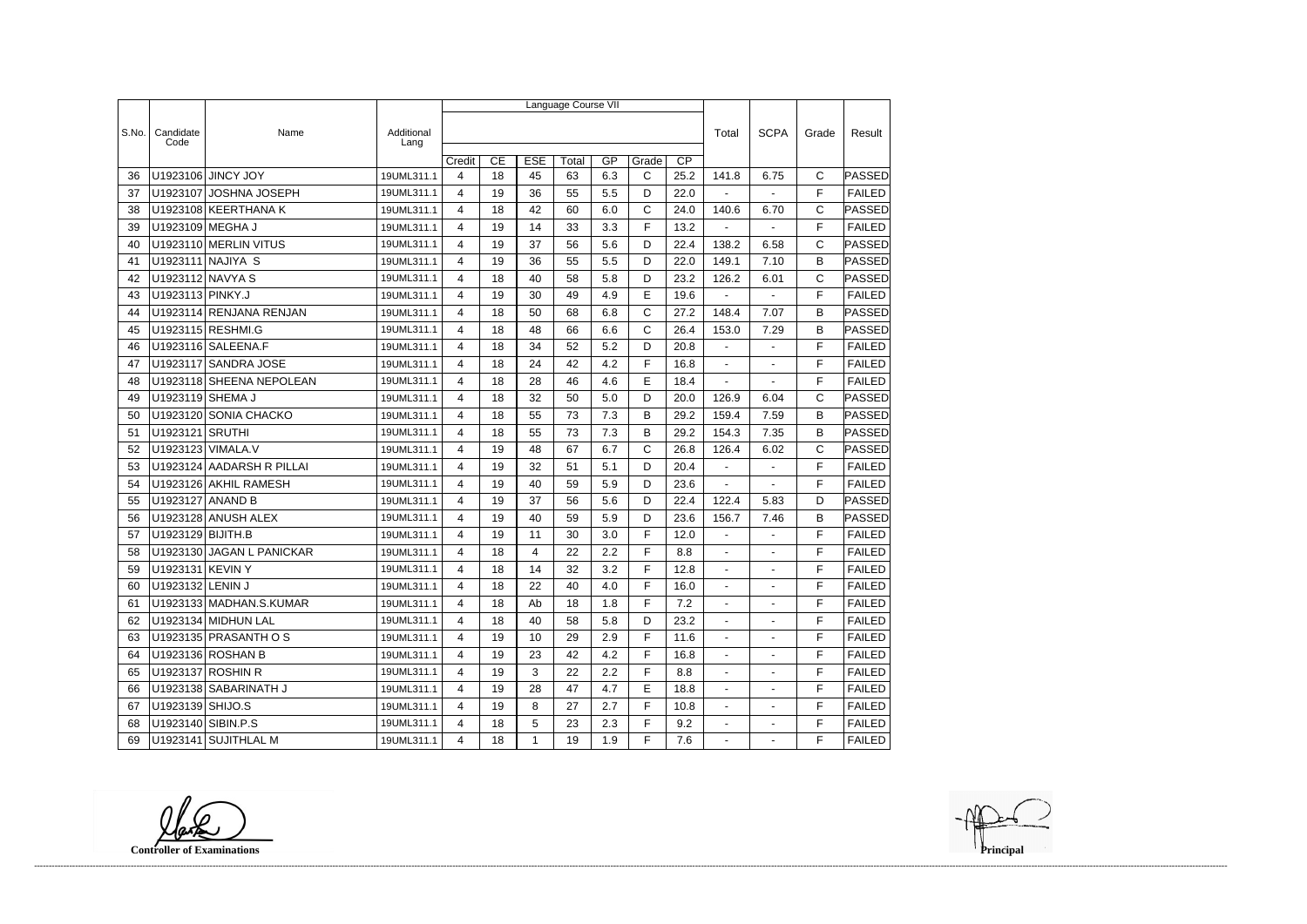| S.No. | Candidate Code | Name | Additional Lang | Language Course VII | | | | | | | Total | SCPA | Grade | Result |
|---|---|---|---|---|---|---|---|---|---|---|---|---|---|---|
| | | | | Credit | CE | ESE | Total | GP | Grade | CP | | | | |
| 36 | U1923106 | JINCY JOY | 19UML311.1 | 4 | 18 | 45 | 63 | 6.3 | C | 25.2 | 141.8 | 6.75 | C | PASSED |
| 37 | U1923107 | JOSHNA JOSEPH | 19UML311.1 | 4 | 19 | 36 | 55 | 5.5 | D | 22.0 | - | - | F | FAILED |
| 38 | U1923108 | KEERTHANA K | 19UML311.1 | 4 | 18 | 42 | 60 | 6.0 | C | 24.0 | 140.6 | 6.70 | C | PASSED |
| 39 | U1923109 | MEGHA J | 19UML311.1 | 4 | 19 | 14 | 33 | 3.3 | F | 13.2 | - | - | F | FAILED |
| 40 | U1923110 | MERLIN VITUS | 19UML311.1 | 4 | 19 | 37 | 56 | 5.6 | D | 22.4 | 138.2 | 6.58 | C | PASSED |
| 41 | U1923111 | NAJIYA S | 19UML311.1 | 4 | 19 | 36 | 55 | 5.5 | D | 22.0 | 149.1 | 7.10 | B | PASSED |
| 42 | U1923112 | NAVYA S | 19UML311.1 | 4 | 18 | 40 | 58 | 5.8 | D | 23.2 | 126.2 | 6.01 | C | PASSED |
| 43 | U1923113 | PINKY.J | 19UML311.1 | 4 | 19 | 30 | 49 | 4.9 | E | 19.6 | - | - | F | FAILED |
| 44 | U1923114 | RENJANA RENJAN | 19UML311.1 | 4 | 18 | 50 | 68 | 6.8 | C | 27.2 | 148.4 | 7.07 | B | PASSED |
| 45 | U1923115 | RESHMI.G | 19UML311.1 | 4 | 18 | 48 | 66 | 6.6 | C | 26.4 | 153.0 | 7.29 | B | PASSED |
| 46 | U1923116 | SALEENA.F | 19UML311.1 | 4 | 18 | 34 | 52 | 5.2 | D | 20.8 | - | - | F | FAILED |
| 47 | U1923117 | SANDRA JOSE | 19UML311.1 | 4 | 18 | 24 | 42 | 4.2 | F | 16.8 | - | - | F | FAILED |
| 48 | U1923118 | SHEENA NEPOLEAN | 19UML311.1 | 4 | 18 | 28 | 46 | 4.6 | E | 18.4 | - | - | F | FAILED |
| 49 | U1923119 | SHEMA J | 19UML311.1 | 4 | 18 | 32 | 50 | 5.0 | D | 20.0 | 126.9 | 6.04 | C | PASSED |
| 50 | U1923120 | SONIA CHACKO | 19UML311.1 | 4 | 18 | 55 | 73 | 7.3 | B | 29.2 | 159.4 | 7.59 | B | PASSED |
| 51 | U1923121 | SRUTHI | 19UML311.1 | 4 | 18 | 55 | 73 | 7.3 | B | 29.2 | 154.3 | 7.35 | B | PASSED |
| 52 | U1923123 | VIMALA.V | 19UML311.1 | 4 | 19 | 48 | 67 | 6.7 | C | 26.8 | 126.4 | 6.02 | C | PASSED |
| 53 | U1923124 | AADARSH R PILLAI | 19UML311.1 | 4 | 19 | 32 | 51 | 5.1 | D | 20.4 | - | - | F | FAILED |
| 54 | U1923126 | AKHIL RAMESH | 19UML311.1 | 4 | 19 | 40 | 59 | 5.9 | D | 23.6 | - | - | F | FAILED |
| 55 | U1923127 | ANAND B | 19UML311.1 | 4 | 19 | 37 | 56 | 5.6 | D | 22.4 | 122.4 | 5.83 | D | PASSED |
| 56 | U1923128 | ANUSH ALEX | 19UML311.1 | 4 | 19 | 40 | 59 | 5.9 | D | 23.6 | 156.7 | 7.46 | B | PASSED |
| 57 | U1923129 | BIJITH.B | 19UML311.1 | 4 | 19 | 11 | 30 | 3.0 | F | 12.0 | - | - | F | FAILED |
| 58 | U1923130 | JAGAN L PANICKAR | 19UML311.1 | 4 | 18 | 4 | 22 | 2.2 | F | 8.8 | - | - | F | FAILED |
| 59 | U1923131 | KEVIN Y | 19UML311.1 | 4 | 18 | 14 | 32 | 3.2 | F | 12.8 | - | - | F | FAILED |
| 60 | U1923132 | LENIN J | 19UML311.1 | 4 | 18 | 22 | 40 | 4.0 | F | 16.0 | - | - | F | FAILED |
| 61 | U1923133 | MADHAN.S.KUMAR | 19UML311.1 | 4 | 18 | Ab | 18 | 1.8 | F | 7.2 | - | - | F | FAILED |
| 62 | U1923134 | MIDHUN LAL | 19UML311.1 | 4 | 18 | 40 | 58 | 5.8 | D | 23.2 | - | - | F | FAILED |
| 63 | U1923135 | PRASANTH O S | 19UML311.1 | 4 | 19 | 10 | 29 | 2.9 | F | 11.6 | - | - | F | FAILED |
| 64 | U1923136 | ROSHAN B | 19UML311.1 | 4 | 19 | 23 | 42 | 4.2 | F | 16.8 | - | - | F | FAILED |
| 65 | U1923137 | ROSHIN R | 19UML311.1 | 4 | 19 | 3 | 22 | 2.2 | F | 8.8 | - | - | F | FAILED |
| 66 | U1923138 | SABARINATH J | 19UML311.1 | 4 | 19 | 28 | 47 | 4.7 | E | 18.8 | - | - | F | FAILED |
| 67 | U1923139 | SHIJO.S | 19UML311.1 | 4 | 19 | 8 | 27 | 2.7 | F | 10.8 | - | - | F | FAILED |
| 68 | U1923140 | SIBIN.P.S | 19UML311.1 | 4 | 18 | 5 | 23 | 2.3 | F | 9.2 | - | - | F | FAILED |
| 69 | U1923141 | SUJITHLAL M | 19UML311.1 | 4 | 18 | 1 | 19 | 1.9 | F | 7.6 | - | - | F | FAILED |

**Controller of Examinations**

**Principal**